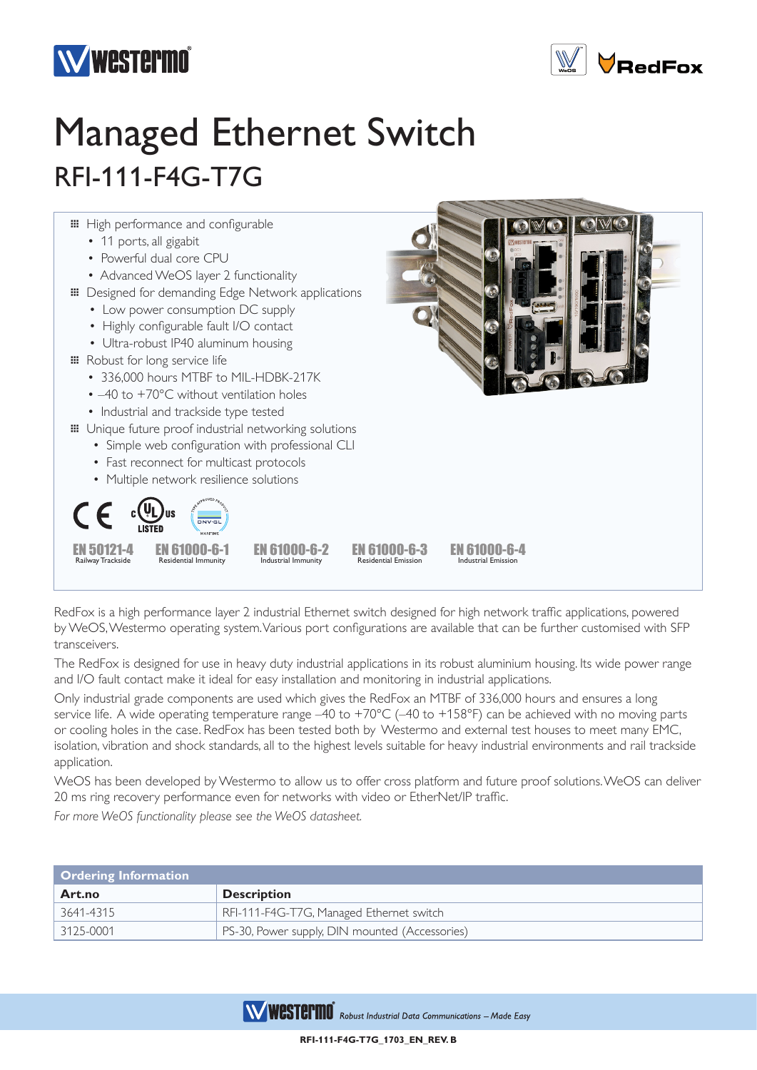# Managed Ethernet Switch

## RFI-111-F4G-T7G

- High performance and configurable
  - 11 ports, all gigabit
  - Powerful dual core CPU
  - Advanced WeOS layer 2 functionality
- Designed for demanding Edge Network applications
  - Low power consumption DC supply
  - Highly configurable fault I/O contact
  - Ultra-robust IP40 aluminum housing
- Robust for long service life
  - 336,000 hours MTBF to MIL-HDBK-217K
  - –40 to +70°C without ventilation holes
  - Industrial and trackside type tested
- Unique future proof industrial networking solutions
  - Simple web configuration with professional CLI
  - Fast reconnect for multicast protocols
  - Multiple network resilience solutions

**EN 50121-4** Railway Trackside
**EN 61000-6-1** Residential Immunity
**EN 61000-6-2** Industrial Immunity
**EN 61000-6-3** Residential Emission
**EN 61000-6-4** Industrial Emission

RedFox is a high performance layer 2 industrial Ethernet switch designed for high network traffic applications, powered by WeOS, Westermo operating system. Various port configurations are available that can be further customised with SFP transceivers.

The RedFox is designed for use in heavy duty industrial applications in its robust aluminium housing. Its wide power range and I/O fault contact make it ideal for easy installation and monitoring in industrial applications.

Only industrial grade components are used which gives the RedFox an MTBF of 336,000 hours and ensures a long service life. A wide operating temperature range –40 to +70°C (–40 to +158°F) can be achieved with no moving parts or cooling holes in the case. RedFox has been tested both by Westermo and external test houses to meet many EMC, isolation, vibration and shock standards, all to the highest levels suitable for heavy industrial environments and rail trackside application.

WeOS has been developed by Westermo to allow us to offer cross platform and future proof solutions. WeOS can deliver 20 ms ring recovery performance even for networks with video or EtherNet/IP traffic.

*For more WeOS functionality please see the WeOS datasheet.*

| Ordering Information | |
|---|---|
| **Art.no** | **Description** |
| 3641-4315 | RFI-111-F4G-T7G, Managed Ethernet switch |
| 3125-0001 | PS-30, Power supply, DIN mounted (Accessories) |

*Robust Industrial Data Communications – Made Easy*

RFI-111-F4G-T7G_1703_EN_REV. B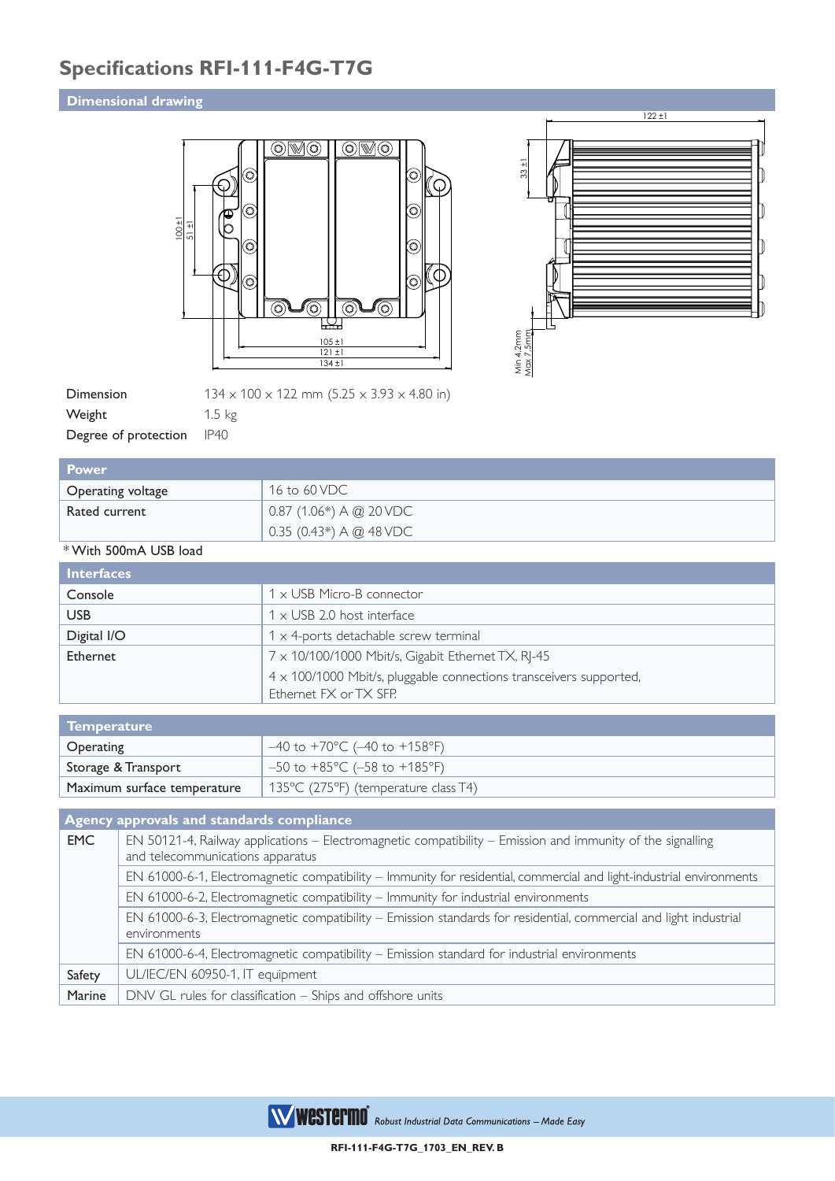# Specifications RFI-111-F4G-T7G

## Dimensional drawing

100 ±1
51 ±1
105 ±1
121 ±1
134 ±1
122 ±1
33 ±1
Min 4.2mm
Max 7.5mm

| | |
|---|---|
| Dimension | 134 x 100 x 122 mm (5.25 x 3.93 x 4.80 in) |
| Weight | 1.5 kg |
| Degree of protection | IP40 |

| Power | |
|---|---|
| Operating voltage | 16 to 60 VDC |
| Rated current | 0.87 (1.06*) A @ 20 VDC<br>0.35 (0.43*) A @ 48 VDC |

* With 500mA USB load

| Interfaces | |
|---|---|
| Console | 1 x USB Micro-B connector |
| USB | 1 x USB 2.0 host interface |
| Digital I/O | 1 x 4-ports detachable screw terminal |
| Ethernet | 7 x 10/100/1000 Mbit/s, Gigabit Ethernet TX, RJ-45<br>4 x 100/1000 Mbit/s, pluggable connections transceivers supported, Ethernet FX or TX SFP. |

| Temperature | |
|---|---|
| Operating | –40 to +70°C (–40 to +158°F) |
| Storage & Transport | –50 to +85°C (–58 to +185°F) |
| Maximum surface temperature | 135°C (275°F) (temperature class T4) |

| Agency approvals and standards compliance | |
|---|---|
| EMC | EN 50121-4, Railway applications – Electromagnetic compatibility – Emission and immunity of the signalling and telecommunications apparatus |
| | EN 61000-6-1, Electromagnetic compatibility – Immunity for residential, commercial and light-industrial environments |
| | EN 61000-6-2, Electromagnetic compatibility – Immunity for industrial environments |
| | EN 61000-6-3, Electromagnetic compatibility – Emission standards for residential, commercial and light industrial environments |
| | EN 61000-6-4, Electromagnetic compatibility – Emission standard for industrial environments |
| Safety | UL/IEC/EN 60950-1, IT equipment |
| Marine | DNV GL rules for classification – Ships and offshore units |

Westermo *Robust Industrial Data Communications – Made Easy*

RFI-111-F4G-T7G_1703_EN_REV. B